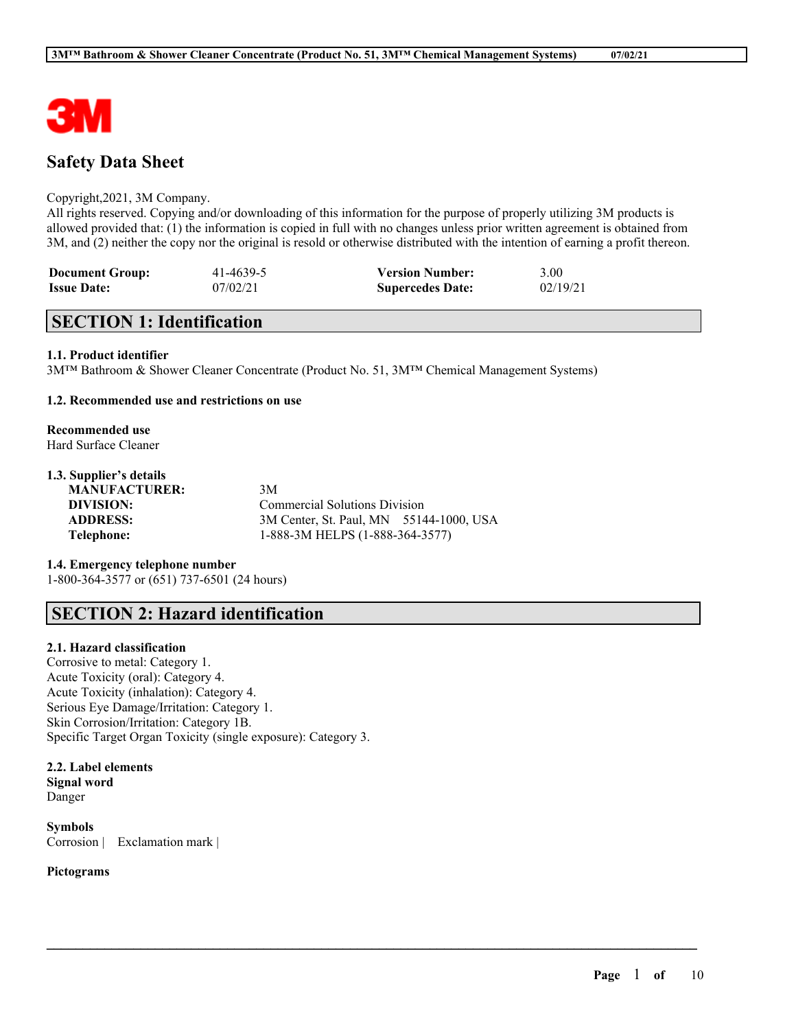# Safety Data Sheet

Copyright,2021, 3M Company.
All rights reserved. Copying and/or downloading of this information for the purpose of properly utilizing 3M products is allowed provided that: (1) the information is copied in full with no changes unless prior written agreement is obtained from 3M, and (2) neither the copy nor the original is resold or otherwise distributed with the intention of earning a profit thereon.

| | | | |
|---|---|---|---|
| **Document Group:** | 41-4639-5 | **Version Number:** | 3.00 |
| **Issue Date:** | 07/02/21 | **Supercedes Date:** | 02/19/21 |

## SECTION 1: Identification

### 1.1. Product identifier

3M™ Bathroom & Shower Cleaner Concentrate (Product No. 51, 3M™ Chemical Management Systems)

### 1.2. Recommended use and restrictions on use

**Recommended use**
Hard Surface Cleaner

### 1.3. Supplier's details

| | |
|---|---|
| **MANUFACTURER:** | 3M |
| **DIVISION:** | Commercial Solutions Division |
| **ADDRESS:** | 3M Center, St. Paul, MN 55144-1000, USA |
| **Telephone:** | 1-888-3M HELPS (1-888-364-3577) |

### 1.4. Emergency telephone number

1-800-364-3577 or (651) 737-6501 (24 hours)

## SECTION 2: Hazard identification

### 2.1. Hazard classification

Corrosive to metal: Category 1.
Acute Toxicity (oral): Category 4.
Acute Toxicity (inhalation): Category 4.
Serious Eye Damage/Irritation: Category 1.
Skin Corrosion/Irritation: Category 1B.
Specific Target Organ Toxicity (single exposure): Category 3.

### 2.2. Label elements

**Signal word**
Danger

**Symbols**
Corrosion | Exclamation mark |

**Pictograms**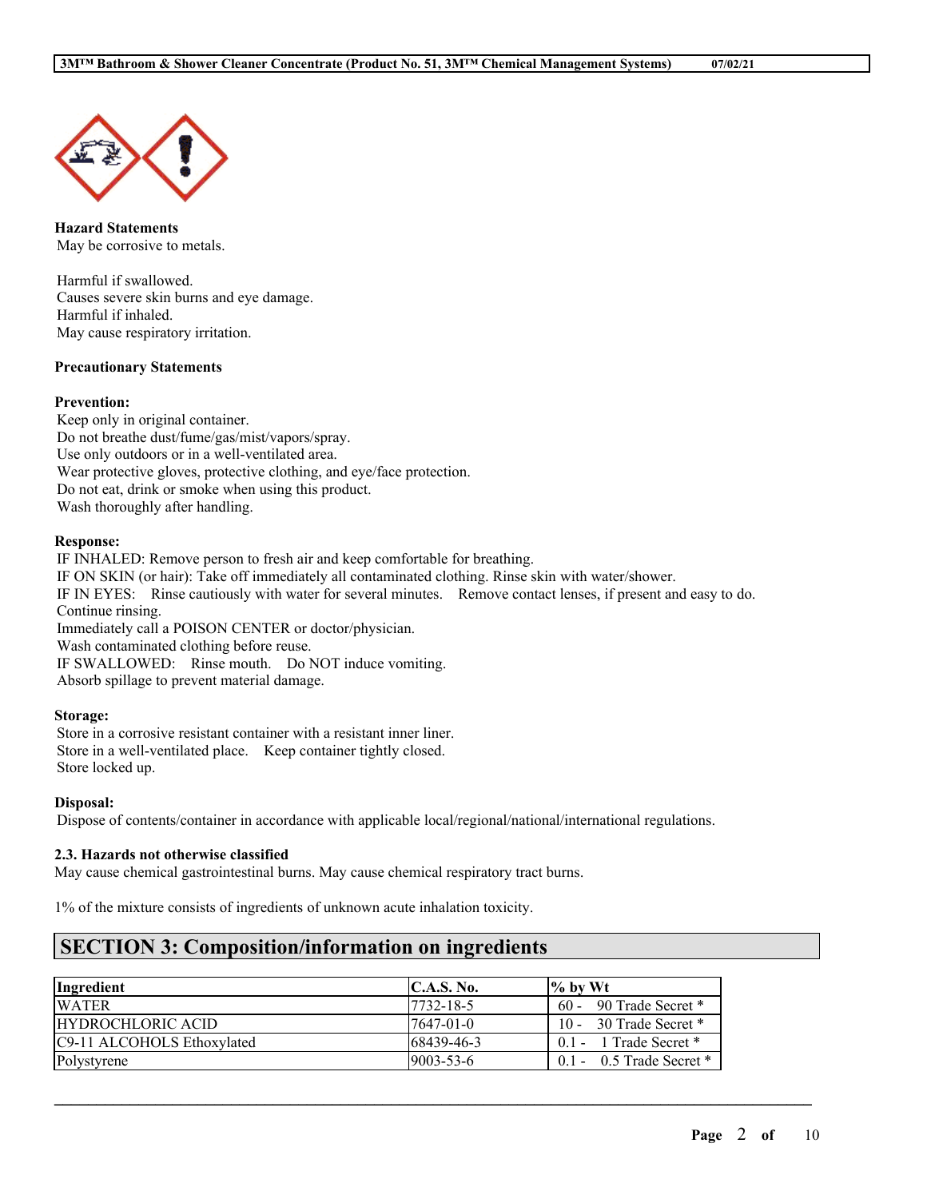**Hazard Statements**

May be corrosive to metals.

Harmful if swallowed.
Causes severe skin burns and eye damage.
Harmful if inhaled.
May cause respiratory irritation.

**Precautionary Statements**

**Prevention:**

Keep only in original container.
Do not breathe dust/fume/gas/mist/vapors/spray.
Use only outdoors or in a well-ventilated area.
Wear protective gloves, protective clothing, and eye/face protection.
Do not eat, drink or smoke when using this product.
Wash thoroughly after handling.

**Response:**

IF INHALED: Remove person to fresh air and keep comfortable for breathing.
IF ON SKIN (or hair): Take off immediately all contaminated clothing. Rinse skin with water/shower.
IF IN EYES: Rinse cautiously with water for several minutes. Remove contact lenses, if present and easy to do. Continue rinsing.
Immediately call a POISON CENTER or doctor/physician.
Wash contaminated clothing before reuse.
IF SWALLOWED: Rinse mouth. Do NOT induce vomiting.
Absorb spillage to prevent material damage.

**Storage:**

Store in a corrosive resistant container with a resistant inner liner.
Store in a well-ventilated place. Keep container tightly closed.
Store locked up.

**Disposal:**

Dispose of contents/container in accordance with applicable local/regional/national/international regulations.

### 2.3. Hazards not otherwise classified

May cause chemical gastrointestinal burns. May cause chemical respiratory tract burns.

1% of the mixture consists of ingredients of unknown acute inhalation toxicity.

## SECTION 3: Composition/information on ingredients

| Ingredient | C.A.S. No. | % by Wt |
|---|---|---|
| WATER | 7732-18-5 | 60 - 90 Trade Secret * |
| HYDROCHLORIC ACID | 7647-01-0 | 10 - 30 Trade Secret * |
| C9-11 ALCOHOLS Ethoxylated | 68439-46-3 | 0.1 - 1 Trade Secret * |
| Polystyrene | 9003-53-6 | 0.1 - 0.5 Trade Secret * |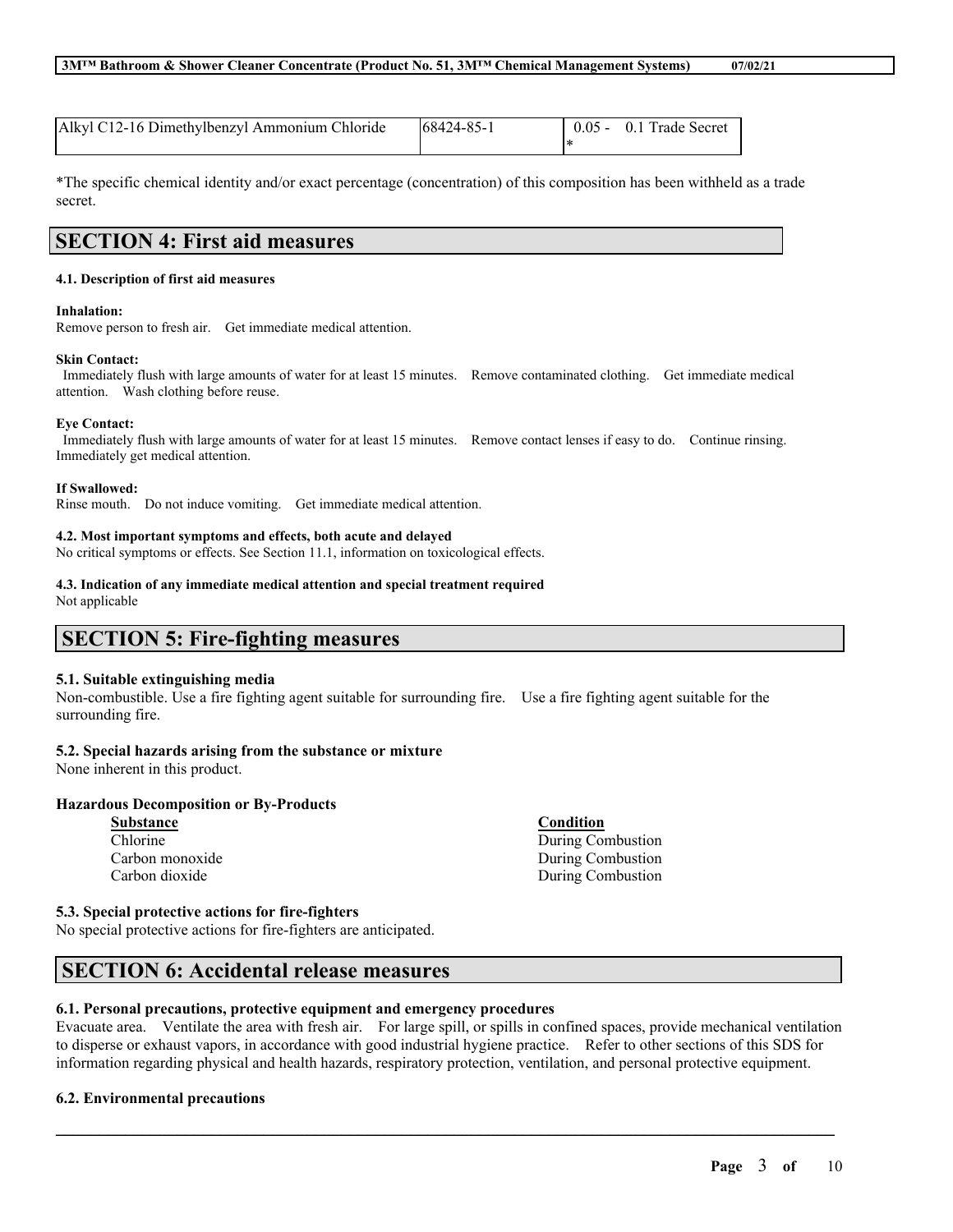| Alkyl C12-16 Dimethylbenzyl Ammonium Chloride | 68424-85-1 | 0.05 - 0.1 Trade Secret * |
|---|---|---|

*The specific chemical identity and/or exact percentage (concentration) of this composition has been withheld as a trade secret.

## SECTION 4: First aid measures

**4.1. Description of first aid measures**

**Inhalation:**
Remove person to fresh air. Get immediate medical attention.

**Skin Contact:**
Immediately flush with large amounts of water for at least 15 minutes. Remove contaminated clothing. Get immediate medical attention. Wash clothing before reuse.

**Eye Contact:**
Immediately flush with large amounts of water for at least 15 minutes. Remove contact lenses if easy to do. Continue rinsing. Immediately get medical attention.

**If Swallowed:**
Rinse mouth. Do not induce vomiting. Get immediate medical attention.

**4.2. Most important symptoms and effects, both acute and delayed**
No critical symptoms or effects. See Section 11.1, information on toxicological effects.

**4.3. Indication of any immediate medical attention and special treatment required**
Not applicable

## SECTION 5: Fire-fighting measures

**5.1. Suitable extinguishing media**
Non-combustible. Use a fire fighting agent suitable for surrounding fire. Use a fire fighting agent suitable for the surrounding fire.

**5.2. Special hazards arising from the substance or mixture**
None inherent in this product.

**Hazardous Decomposition or By-Products**

| Substance | Condition |
|---|---|
| Chlorine | During Combustion |
| Carbon monoxide | During Combustion |
| Carbon dioxide | During Combustion |

**5.3. Special protective actions for fire-fighters**
No special protective actions for fire-fighters are anticipated.

## SECTION 6: Accidental release measures

**6.1. Personal precautions, protective equipment and emergency procedures**
Evacuate area. Ventilate the area with fresh air. For large spill, or spills in confined spaces, provide mechanical ventilation to disperse or exhaust vapors, in accordance with good industrial hygiene practice. Refer to other sections of this SDS for information regarding physical and health hazards, respiratory protection, ventilation, and personal protective equipment.

**6.2. Environmental precautions**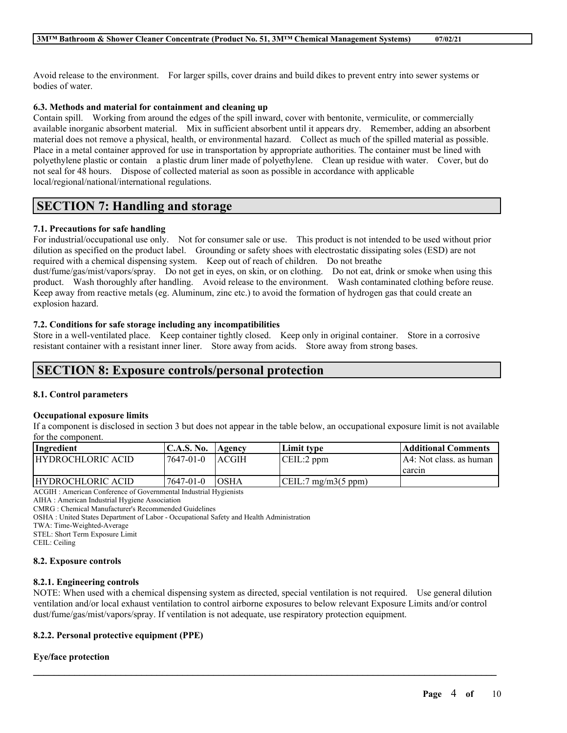Avoid release to the environment.    For larger spills, cover drains and build dikes to prevent entry into sewer systems or bodies of water.

### 6.3. Methods and material for containment and cleaning up

Contain spill.    Working from around the edges of the spill inward, cover with bentonite, vermiculite, or commercially available inorganic absorbent material.    Mix in sufficient absorbent until it appears dry.    Remember, adding an absorbent material does not remove a physical, health, or environmental hazard.    Collect as much of the spilled material as possible.    Place in a metal container approved for use in transportation by appropriate authorities. The container must be lined with polyethylene plastic or contain    a plastic drum liner made of polyethylene.    Clean up residue with water.    Cover, but do not seal for 48 hours.    Dispose of collected material as soon as possible in accordance with applicable local/regional/national/international regulations.

## SECTION 7: Handling and storage

### 7.1. Precautions for safe handling

For industrial/occupational use only.    Not for consumer sale or use.    This product is not intended to be used without prior dilution as specified on the product label.    Grounding or safety shoes with electrostatic dissipating soles (ESD) are not required with a chemical dispensing system.    Keep out of reach of children.    Do not breathe dust/fume/gas/mist/vapors/spray.    Do not get in eyes, on skin, or on clothing.    Do not eat, drink or smoke when using this product.    Wash thoroughly after handling.    Avoid release to the environment.    Wash contaminated clothing before reuse. Keep away from reactive metals (eg. Aluminum, zinc etc.) to avoid the formation of hydrogen gas that could create an explosion hazard.

### 7.2. Conditions for safe storage including any incompatibilities

Store in a well-ventilated place.    Keep container tightly closed.    Keep only in original container.    Store in a corrosive resistant container with a resistant inner liner.    Store away from acids.    Store away from strong bases.

## SECTION 8: Exposure controls/personal protection

### 8.1. Control parameters

**Occupational exposure limits**

If a component is disclosed in section 3 but does not appear in the table below, an occupational exposure limit is not available for the component.

| Ingredient | C.A.S. No. | Agency | Limit type | Additional Comments |
|---|---|---|---|---|
| HYDROCHLORIC ACID | 7647-01-0 | ACGIH | CEIL:2 ppm | A4: Not class. as human carcin |
| HYDROCHLORIC ACID | 7647-01-0 | OSHA | CEIL:7 mg/m3(5 ppm) | |

ACGIH : American Conference of Governmental Industrial Hygienists
AIHA : American Industrial Hygiene Association
CMRG : Chemical Manufacturer's Recommended Guidelines
OSHA : United States Department of Labor - Occupational Safety and Health Administration
TWA: Time-Weighted-Average
STEL: Short Term Exposure Limit
CEIL: Ceiling

### 8.2. Exposure controls

#### 8.2.1. Engineering controls

NOTE: When used with a chemical dispensing system as directed, special ventilation is not required.    Use general dilution ventilation and/or local exhaust ventilation to control airborne exposures to below relevant Exposure Limits and/or control dust/fume/gas/mist/vapors/spray. If ventilation is not adequate, use respiratory protection equipment.

#### 8.2.2. Personal protective equipment (PPE)

**Eye/face protection**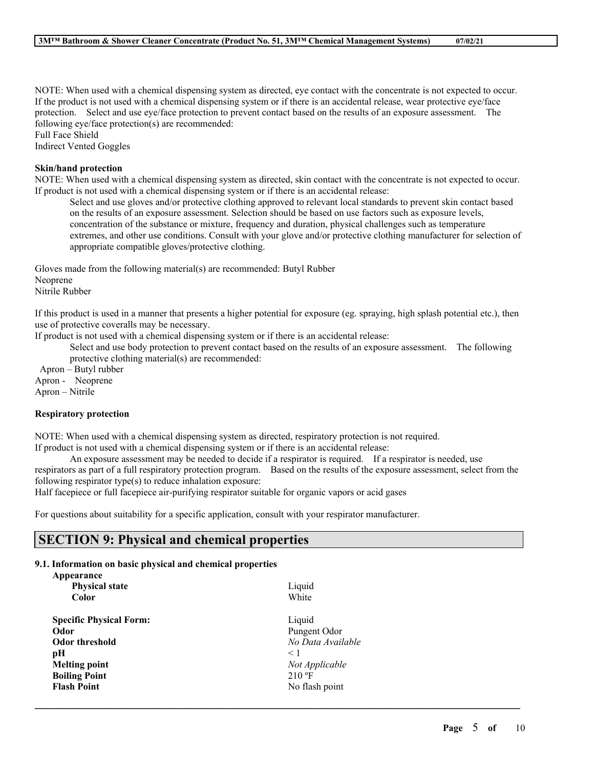NOTE: When used with a chemical dispensing system as directed, eye contact with the concentrate is not expected to occur. If the product is not used with a chemical dispensing system or if there is an accidental release, wear protective eye/face protection. Select and use eye/face protection to prevent contact based on the results of an exposure assessment. The following eye/face protection(s) are recommended:
Full Face Shield
Indirect Vented Goggles

**Skin/hand protection**

NOTE: When used with a chemical dispensing system as directed, skin contact with the concentrate is not expected to occur. If product is not used with a chemical dispensing system or if there is an accidental release:

Select and use gloves and/or protective clothing approved to relevant local standards to prevent skin contact based on the results of an exposure assessment. Selection should be based on use factors such as exposure levels, concentration of the substance or mixture, frequency and duration, physical challenges such as temperature extremes, and other use conditions. Consult with your glove and/or protective clothing manufacturer for selection of appropriate compatible gloves/protective clothing.

Gloves made from the following material(s) are recommended: Butyl Rubber
Neoprene
Nitrile Rubber

If this product is used in a manner that presents a higher potential for exposure (eg. spraying, high splash potential etc.), then use of protective coveralls may be necessary.
If product is not used with a chemical dispensing system or if there is an accidental release:

Select and use body protection to prevent contact based on the results of an exposure assessment. The following protective clothing material(s) are recommended:

Apron – Butyl rubber
Apron - Neoprene
Apron – Nitrile

**Respiratory protection**

NOTE: When used with a chemical dispensing system as directed, respiratory protection is not required.
If product is not used with a chemical dispensing system or if there is an accidental release:

An exposure assessment may be needed to decide if a respirator is required. If a respirator is needed, use respirators as part of a full respiratory protection program. Based on the results of the exposure assessment, select from the following respirator type(s) to reduce inhalation exposure:
Half facepiece or full facepiece air-purifying respirator suitable for organic vapors or acid gases

For questions about suitability for a specific application, consult with your respirator manufacturer.

## SECTION 9: Physical and chemical properties

**9.1. Information on basic physical and chemical properties**

**Appearance**

| | |
|---|---|
| **Physical state** | Liquid |
| **Color** | White |
| **Specific Physical Form:** | Liquid |
| **Odor** | Pungent Odor |
| **Odor threshold** | *No Data Available* |
| **pH** | < 1 |
| **Melting point** | *Not Applicable* |
| **Boiling Point** | 210 ºF |
| **Flash Point** | No flash point |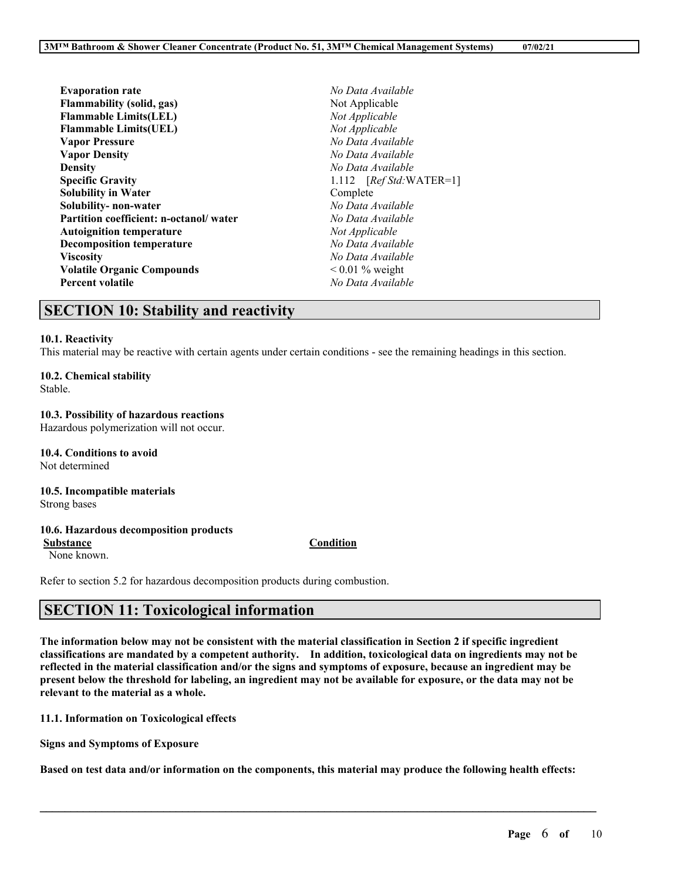| | |
|---|---|
| **Evaporation rate** | *No Data Available* |
| **Flammability (solid, gas)** | Not Applicable |
| **Flammable Limits(LEL)** | *Not Applicable* |
| **Flammable Limits(UEL)** | *Not Applicable* |
| **Vapor Pressure** | *No Data Available* |
| **Vapor Density** | *No Data Available* |
| **Density** | *No Data Available* |
| **Specific Gravity** | 1.112 [*Ref Std:*WATER=1] |
| **Solubility in Water** | Complete |
| **Solubility- non-water** | *No Data Available* |
| **Partition coefficient: n-octanol/ water** | *No Data Available* |
| **Autoignition temperature** | *Not Applicable* |
| **Decomposition temperature** | *No Data Available* |
| **Viscosity** | *No Data Available* |
| **Volatile Organic Compounds** | < 0.01 % weight |
| **Percent volatile** | *No Data Available* |

## SECTION 10: Stability and reactivity

**10.1. Reactivity**
This material may be reactive with certain agents under certain conditions - see the remaining headings in this section.

**10.2. Chemical stability**
Stable.

**10.3. Possibility of hazardous reactions**
Hazardous polymerization will not occur.

**10.4. Conditions to avoid**
Not determined

**10.5. Incompatible materials**
Strong bases

**10.6. Hazardous decomposition products**

| Substance | Condition |
|---|---|
| None known. | |

Refer to section 5.2 for hazardous decomposition products during combustion.

## SECTION 11: Toxicological information

**The information below may not be consistent with the material classification in Section 2 if specific ingredient classifications are mandated by a competent authority. In addition, toxicological data on ingredients may not be reflected in the material classification and/or the signs and symptoms of exposure, because an ingredient may be present below the threshold for labeling, an ingredient may not be available for exposure, or the data may not be relevant to the material as a whole.**

**11.1. Information on Toxicological effects**

**Signs and Symptoms of Exposure**

**Based on test data and/or information on the components, this material may produce the following health effects:**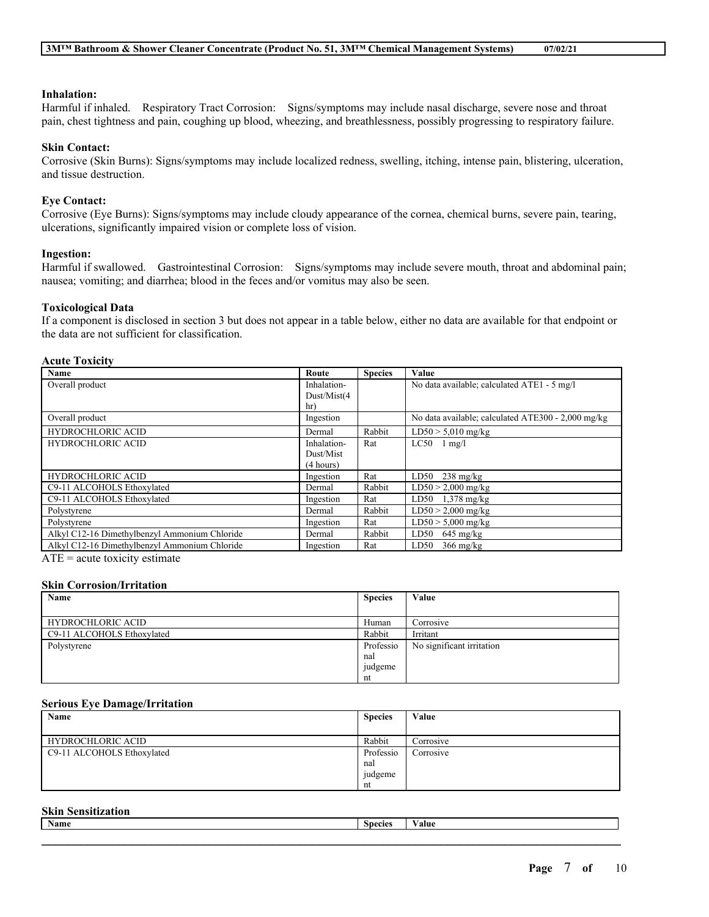### Inhalation:

Harmful if inhaled. Respiratory Tract Corrosion: Signs/symptoms may include nasal discharge, severe nose and throat pain, chest tightness and pain, coughing up blood, wheezing, and breathlessness, possibly progressing to respiratory failure.

### Skin Contact:

Corrosive (Skin Burns): Signs/symptoms may include localized redness, swelling, itching, intense pain, blistering, ulceration, and tissue destruction.

### Eye Contact:

Corrosive (Eye Burns): Signs/symptoms may include cloudy appearance of the cornea, chemical burns, severe pain, tearing, ulcerations, significantly impaired vision or complete loss of vision.

### Ingestion:

Harmful if swallowed. Gastrointestinal Corrosion: Signs/symptoms may include severe mouth, throat and abdominal pain; nausea; vomiting; and diarrhea; blood in the feces and/or vomitus may also be seen.

### Toxicological Data

If a component is disclosed in section 3 but does not appear in a table below, either no data are available for that endpoint or the data are not sufficient for classification.

#### Acute Toxicity

| Name | Route | Species | Value |
|---|---|---|---|
| Overall product | Inhalation-Dust/Mist(4 hr) | | No data available; calculated ATE1 - 5 mg/l |
| Overall product | Ingestion | | No data available; calculated ATE300 - 2,000 mg/kg |
| HYDROCHLORIC ACID | Dermal | Rabbit | LD50 > 5,010 mg/kg |
| HYDROCHLORIC ACID | Inhalation-Dust/Mist (4 hours) | Rat | LC50 1 mg/l |
| HYDROCHLORIC ACID | Ingestion | Rat | LD50 238 mg/kg |
| C9-11 ALCOHOLS Ethoxylated | Dermal | Rabbit | LD50 > 2,000 mg/kg |
| C9-11 ALCOHOLS Ethoxylated | Ingestion | Rat | LD50 1,378 mg/kg |
| Polystyrene | Dermal | Rabbit | LD50 > 2,000 mg/kg |
| Polystyrene | Ingestion | Rat | LD50 > 5,000 mg/kg |
| Alkyl C12-16 Dimethylbenzyl Ammonium Chloride | Dermal | Rabbit | LD50 645 mg/kg |
| Alkyl C12-16 Dimethylbenzyl Ammonium Chloride | Ingestion | Rat | LD50 366 mg/kg |

ATE = acute toxicity estimate

#### Skin Corrosion/Irritation

| Name | Species | Value |
|---|---|---|
| HYDROCHLORIC ACID | Human | Corrosive |
| C9-11 ALCOHOLS Ethoxylated | Rabbit | Irritant |
| Polystyrene | Professional judgement | No significant irritation |

#### Serious Eye Damage/Irritation

| Name | Species | Value |
|---|---|---|
| HYDROCHLORIC ACID | Rabbit | Corrosive |
| C9-11 ALCOHOLS Ethoxylated | Professional judgement | Corrosive |

#### Skin Sensitization

| Name | Species | Value |
|---|---|---|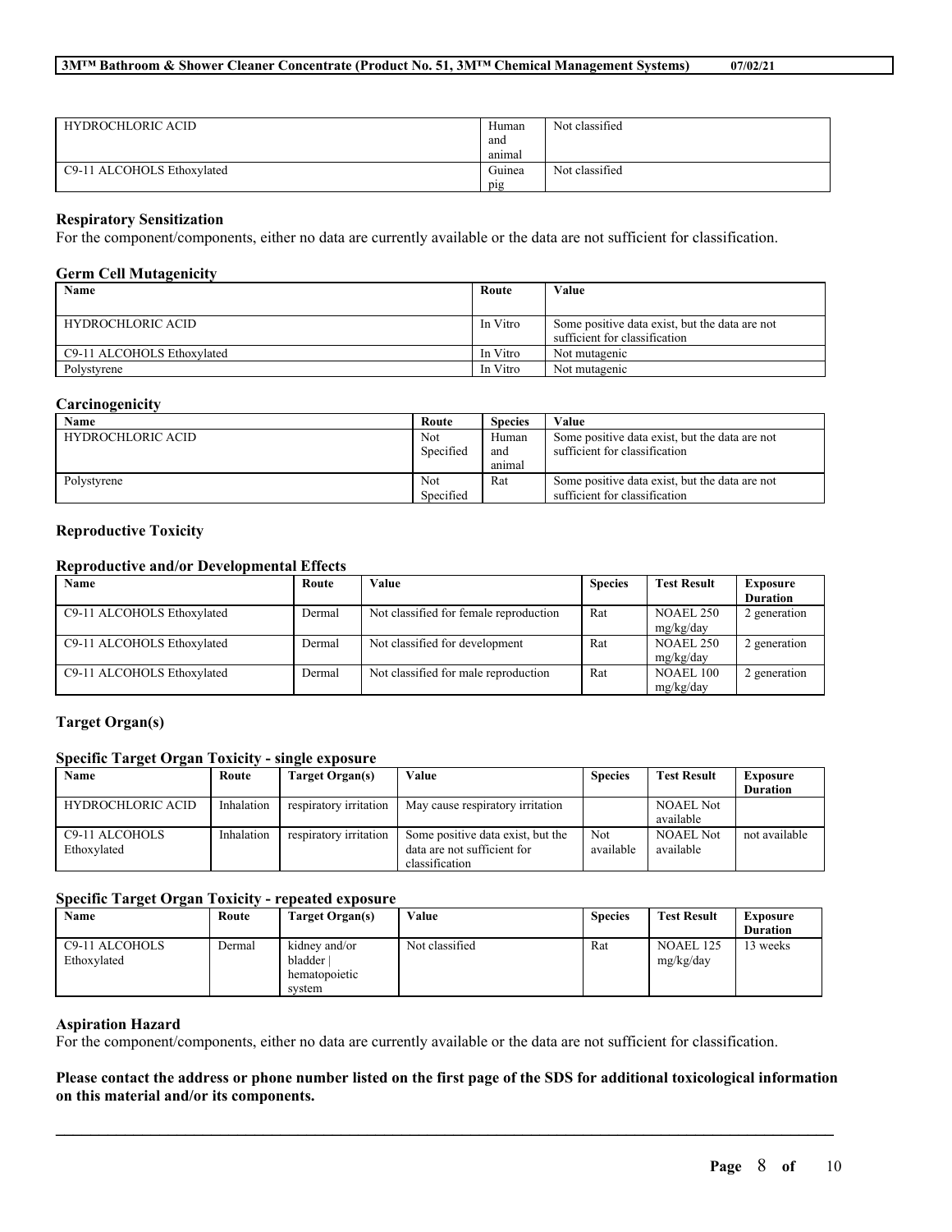| HYDROCHLORIC ACID | Human and animal | Not classified |
|---|---|---|
| C9-11 ALCOHOLS Ethoxylated | Guinea pig | Not classified |

**Respiratory Sensitization**

For the component/components, either no data are currently available or the data are not sufficient for classification.

**Germ Cell Mutagenicity**

| Name | Route | Value |
|---|---|---|
| HYDROCHLORIC ACID | In Vitro | Some positive data exist, but the data are not sufficient for classification |
| C9-11 ALCOHOLS Ethoxylated | In Vitro | Not mutagenic |
| Polystyrene | In Vitro | Not mutagenic |

**Carcinogenicity**

| Name | Route | Species | Value |
|---|---|---|---|
| HYDROCHLORIC ACID | Not Specified | Human and animal | Some positive data exist, but the data are not sufficient for classification |
| Polystyrene | Not Specified | Rat | Some positive data exist, but the data are not sufficient for classification |

**Reproductive Toxicity**

**Reproductive and/or Developmental Effects**

| Name | Route | Value | Species | Test Result | Exposure Duration |
|---|---|---|---|---|---|
| C9-11 ALCOHOLS Ethoxylated | Dermal | Not classified for female reproduction | Rat | NOAEL 250 mg/kg/day | 2 generation |
| C9-11 ALCOHOLS Ethoxylated | Dermal | Not classified for development | Rat | NOAEL 250 mg/kg/day | 2 generation |
| C9-11 ALCOHOLS Ethoxylated | Dermal | Not classified for male reproduction | Rat | NOAEL 100 mg/kg/day | 2 generation |

**Target Organ(s)**

**Specific Target Organ Toxicity - single exposure**

| Name | Route | Target Organ(s) | Value | Species | Test Result | Exposure Duration |
|---|---|---|---|---|---|---|
| HYDROCHLORIC ACID | Inhalation | respiratory irritation | May cause respiratory irritation | | NOAEL Not available | |
| C9-11 ALCOHOLS Ethoxylated | Inhalation | respiratory irritation | Some positive data exist, but the data are not sufficient for classification | Not available | NOAEL Not available | not available |

**Specific Target Organ Toxicity - repeated exposure**

| Name | Route | Target Organ(s) | Value | Species | Test Result | Exposure Duration |
|---|---|---|---|---|---|---|
| C9-11 ALCOHOLS Ethoxylated | Dermal | kidney and/or bladder \| hematopoietic system | Not classified | Rat | NOAEL 125 mg/kg/day | 13 weeks |

**Aspiration Hazard**

For the component/components, either no data are currently available or the data are not sufficient for classification.

**Please contact the address or phone number listed on the first page of the SDS for additional toxicological information on this material and/or its components.**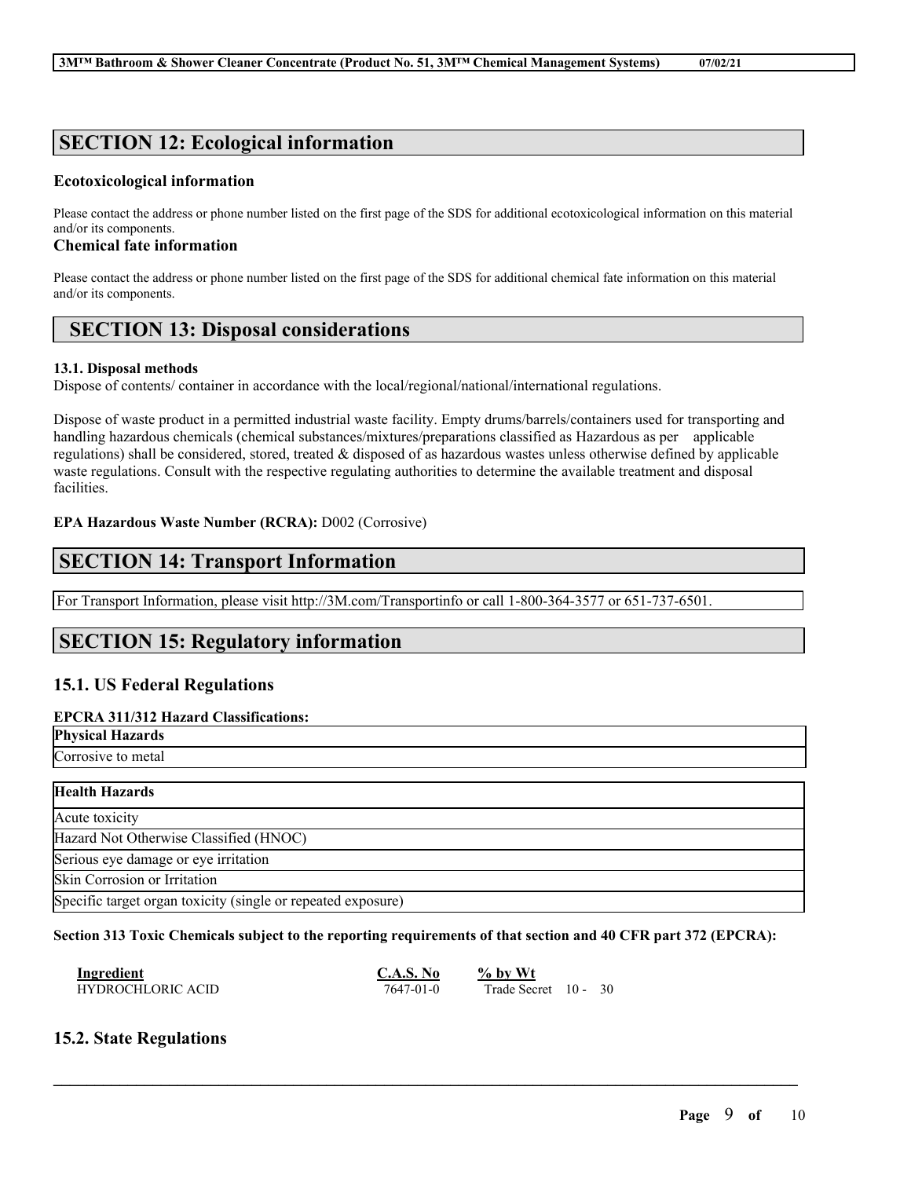## SECTION 12: Ecological information

### Ecotoxicological information

Please contact the address or phone number listed on the first page of the SDS for additional ecotoxicological information on this material and/or its components.

### Chemical fate information

Please contact the address or phone number listed on the first page of the SDS for additional chemical fate information on this material and/or its components.

## SECTION 13: Disposal considerations

**13.1. Disposal methods**

Dispose of contents/ container in accordance with the local/regional/national/international regulations.

Dispose of waste product in a permitted industrial waste facility. Empty drums/barrels/containers used for transporting and handling hazardous chemicals (chemical substances/mixtures/preparations classified as Hazardous as per applicable regulations) shall be considered, stored, treated & disposed of as hazardous wastes unless otherwise defined by applicable waste regulations. Consult with the respective regulating authorities to determine the available treatment and disposal facilities.

**EPA Hazardous Waste Number (RCRA):** D002 (Corrosive)

## SECTION 14: Transport Information

For Transport Information, please visit http://3M.com/Transportinfo or call 1-800-364-3577 or 651-737-6501.

## SECTION 15: Regulatory information

### 15.1. US Federal Regulations

**EPCRA 311/312 Hazard Classifications:**

| Physical Hazards |
|---|
| Corrosive to metal |

| Health Hazards |
|---|
| Acute toxicity |
| Hazard Not Otherwise Classified (HNOC) |
| Serious eye damage or eye irritation |
| Skin Corrosion or Irritation |
| Specific target organ toxicity (single or repeated exposure) |

**Section 313 Toxic Chemicals subject to the reporting requirements of that section and 40 CFR part 372 (EPCRA):**

| Ingredient | C.A.S. No | % by Wt |
|---|---|---|
| HYDROCHLORIC ACID | 7647-01-0 | Trade Secret 10 - 30 |

### 15.2. State Regulations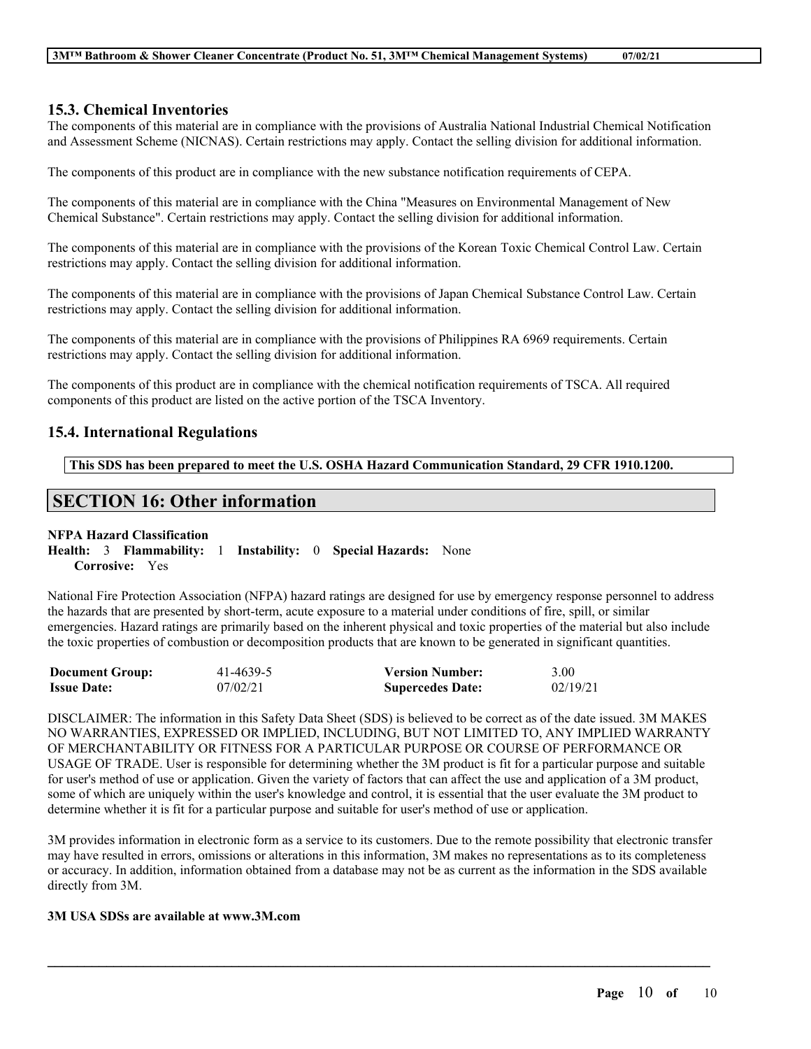### 15.3. Chemical Inventories

The components of this material are in compliance with the provisions of Australia National Industrial Chemical Notification and Assessment Scheme (NICNAS). Certain restrictions may apply. Contact the selling division for additional information.

The components of this product are in compliance with the new substance notification requirements of CEPA.

The components of this material are in compliance with the China "Measures on Environmental Management of New Chemical Substance". Certain restrictions may apply. Contact the selling division for additional information.

The components of this material are in compliance with the provisions of the Korean Toxic Chemical Control Law. Certain restrictions may apply. Contact the selling division for additional information.

The components of this material are in compliance with the provisions of Japan Chemical Substance Control Law. Certain restrictions may apply. Contact the selling division for additional information.

The components of this material are in compliance with the provisions of Philippines RA 6969 requirements. Certain restrictions may apply. Contact the selling division for additional information.

The components of this product are in compliance with the chemical notification requirements of TSCA. All required components of this product are listed on the active portion of the TSCA Inventory.

### 15.4. International Regulations

**This SDS has been prepared to meet the U.S. OSHA Hazard Communication Standard, 29 CFR 1910.1200.**

## SECTION 16: Other information

**NFPA Hazard Classification**

**Health:** 3 **Flammability:** 1 **Instability:** 0 **Special Hazards:** None
**Corrosive:** Yes

National Fire Protection Association (NFPA) hazard ratings are designed for use by emergency response personnel to address the hazards that are presented by short-term, acute exposure to a material under conditions of fire, spill, or similar emergencies. Hazard ratings are primarily based on the inherent physical and toxic properties of the material but also include the toxic properties of combustion or decomposition products that are known to be generated in significant quantities.

| | | | |
|---|---|---|---|
| **Document Group:** | 41-4639-5 | **Version Number:** | 3.00 |
| **Issue Date:** | 07/02/21 | **Supercedes Date:** | 02/19/21 |

DISCLAIMER: The information in this Safety Data Sheet (SDS) is believed to be correct as of the date issued. 3M MAKES NO WARRANTIES, EXPRESSED OR IMPLIED, INCLUDING, BUT NOT LIMITED TO, ANY IMPLIED WARRANTY OF MERCHANTABILITY OR FITNESS FOR A PARTICULAR PURPOSE OR COURSE OF PERFORMANCE OR USAGE OF TRADE. User is responsible for determining whether the 3M product is fit for a particular purpose and suitable for user's method of use or application. Given the variety of factors that can affect the use and application of a 3M product, some of which are uniquely within the user's knowledge and control, it is essential that the user evaluate the 3M product to determine whether it is fit for a particular purpose and suitable for user's method of use or application.

3M provides information in electronic form as a service to its customers. Due to the remote possibility that electronic transfer may have resulted in errors, omissions or alterations in this information, 3M makes no representations as to its completeness or accuracy. In addition, information obtained from a database may not be as current as the information in the SDS available directly from 3M.

**3M USA SDSs are available at www.3M.com**